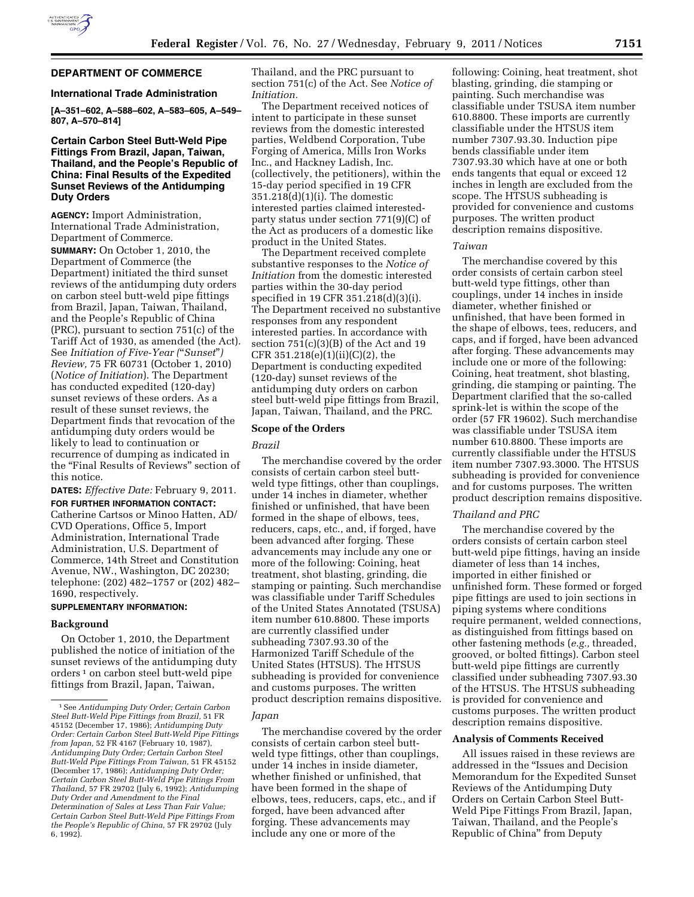## DEPARTMENT OF COMMERCE

### International Trade Administration

**[A–351–602, A–588–602, A–583–605, A–549–807, A–570–814]**

### Certain Carbon Steel Butt-Weld Pipe Fittings From Brazil, Japan, Taiwan, Thailand, and the People's Republic of China: Final Results of the Expedited Sunset Reviews of the Antidumping Duty Orders

**AGENCY:** Import Administration, International Trade Administration, Department of Commerce.

**SUMMARY:** On October 1, 2010, the Department of Commerce (the Department) initiated the third sunset reviews of the antidumping duty orders on carbon steel butt-weld pipe fittings from Brazil, Japan, Taiwan, Thailand, and the People's Republic of China (PRC), pursuant to section 751(c) of the Tariff Act of 1930, as amended (the Act). See *Initiation of Five-Year ("Sunset") Review,* 75 FR 60731 (October 1, 2010) (*Notice of Initiation*). The Department has conducted expedited (120-day) sunset reviews of these orders. As a result of these sunset reviews, the Department finds that revocation of the antidumping duty orders would be likely to lead to continuation or recurrence of dumping as indicated in the "Final Results of Reviews" section of this notice.

**DATES:** *Effective Date:* February 9, 2011.

**FOR FURTHER INFORMATION CONTACT:** Catherine Cartsos or Minoo Hatten, AD/CVD Operations, Office 5, Import Administration, International Trade Administration, U.S. Department of Commerce, 14th Street and Constitution Avenue, NW., Washington, DC 20230; telephone: (202) 482–1757 or (202) 482–1690, respectively.

**SUPPLEMENTARY INFORMATION:**

#### Background

On October 1, 2010, the Department published the notice of initiation of the sunset reviews of the antidumping duty orders [1] on carbon steel butt-weld pipe fittings from Brazil, Japan, Taiwan, Thailand, and the PRC pursuant to section 751(c) of the Act. See *Notice of Initiation.*

The Department received notices of intent to participate in these sunset reviews from the domestic interested parties, Weldbend Corporation, Tube Forging of America, Mills Iron Works Inc., and Hackney Ladish, Inc. (collectively, the petitioners), within the 15-day period specified in 19 CFR 351.218(d)(1)(i). The domestic interested parties claimed interested-party status under section 771(9)(C) of the Act as producers of a domestic like product in the United States.

The Department received complete substantive responses to the *Notice of Initiation* from the domestic interested parties within the 30-day period specified in 19 CFR 351.218(d)(3)(i). The Department received no substantive responses from any respondent interested parties. In accordance with section 751(c)(3)(B) of the Act and 19 CFR 351.218(e)(1)(ii)(C)(2), the Department is conducting expedited (120-day) sunset reviews of the antidumping duty orders on carbon steel butt-weld pipe fittings from Brazil, Japan, Taiwan, Thailand, and the PRC.

#### Scope of the Orders

*Brazil*

The merchandise covered by the order consists of certain carbon steel butt-weld type fittings, other than couplings, under 14 inches in diameter, whether finished or unfinished, that have been formed in the shape of elbows, tees, reducers, caps, etc., and, if forged, have been advanced after forging. These advancements may include any one or more of the following: Coining, grinding, heat treatment, shot blasting, grinding, die stamping or painting. Such merchandise was classifiable under Tariff Schedules of the United States Annotated (TSUSA) item number 610.8800. These imports are currently classified under subheading 7307.93.30 of the Harmonized Tariff Schedule of the United States (HTSUS). The HTSUS subheading is provided for convenience and customs purposes. The written product description remains dispositive.

*Japan*

The merchandise covered by the order consists of certain carbon steel butt-weld type fittings, other than couplings, under 14 inches in inside diameter, whether finished or unfinished, that have been formed in the shape of elbows, tees, reducers, caps, etc., and if forged, have been advanced after forging. These advancements may include any one or more of the following: Coining, heat treatment, shot blasting, grinding, die stamping or painting. Such merchandise was classifiable under TSUSA item number 610.8800. These imports are currently classifiable under the HTSUS item number 7307.93.30. Induction pipe bends classifiable under item 7307.93.30 which have at one or both ends tangents that equal or exceed 12 inches in length are excluded from the scope. The HTSUS subheading is provided for convenience and customs purposes. The written product description remains dispositive.

*Taiwan*

The merchandise covered by this order consists of certain carbon steel butt-weld type fittings, other than couplings, under 14 inches in inside diameter, whether finished or unfinished, that have been formed in the shape of elbows, tees, reducers, and caps, and if forged, have been advanced after forging. These advancements may include one or more of the following: Coining, heat treatment, shot blasting, grinding, die stamping or painting. The Department clarified that the so-called sprink-let is within the scope of the order (57 FR 19602). Such merchandise was classifiable under TSUSA item number 610.8800. These imports are currently classifiable under the HTSUS item number 7307.93.3000. The HTSUS subheading is provided for convenience and for customs purposes. The written product description remains dispositive.

*Thailand and PRC*

The merchandise covered by the orders consists of certain carbon steel butt-weld pipe fittings, having an inside diameter of less than 14 inches, imported in either finished or unfinished form. These formed or forged pipe fittings are used to join sections in piping systems where conditions require permanent, welded connections, as distinguished from fittings based on other fastening methods (*e.g.,* threaded, grooved, or bolted fittings). Carbon steel butt-weld pipe fittings are currently classified under subheading 7307.93.30 of the HTSUS. The HTSUS subheading is provided for convenience and customs purposes. The written product description remains dispositive.

#### Analysis of Comments Received

All issues raised in these reviews are addressed in the "Issues and Decision Memorandum for the Expedited Sunset Reviews of the Antidumping Duty Orders on Certain Carbon Steel Butt-Weld Pipe Fittings From Brazil, Japan, Taiwan, Thailand, and the People's Republic of China" from Deputy

---

[1] See *Antidumping Duty Order; Certain Carbon Steel Butt-Weld Pipe Fittings from Brazil,* 51 FR 45152 (December 17, 1986); *Antidumping Duty Order: Certain Carbon Steel Butt-Weld Pipe Fittings from Japan,* 52 FR 4167 (February 10, 1987), *Antidumping Duty Order; Certain Carbon Steel Butt-Weld Pipe Fittings From Taiwan,* 51 FR 45152 (December 17, 1986); *Antidumping Duty Order; Certain Carbon Steel Butt-Weld Pipe Fittings From Thailand,* 57 FR 29702 (July 6, 1992); *Antidumping Duty Order and Amendment to the Final Determination of Sales at Less Than Fair Value; Certain Carbon Steel Butt-Weld Pipe Fittings From the People's Republic of China,* 57 FR 29702 (July 6, 1992).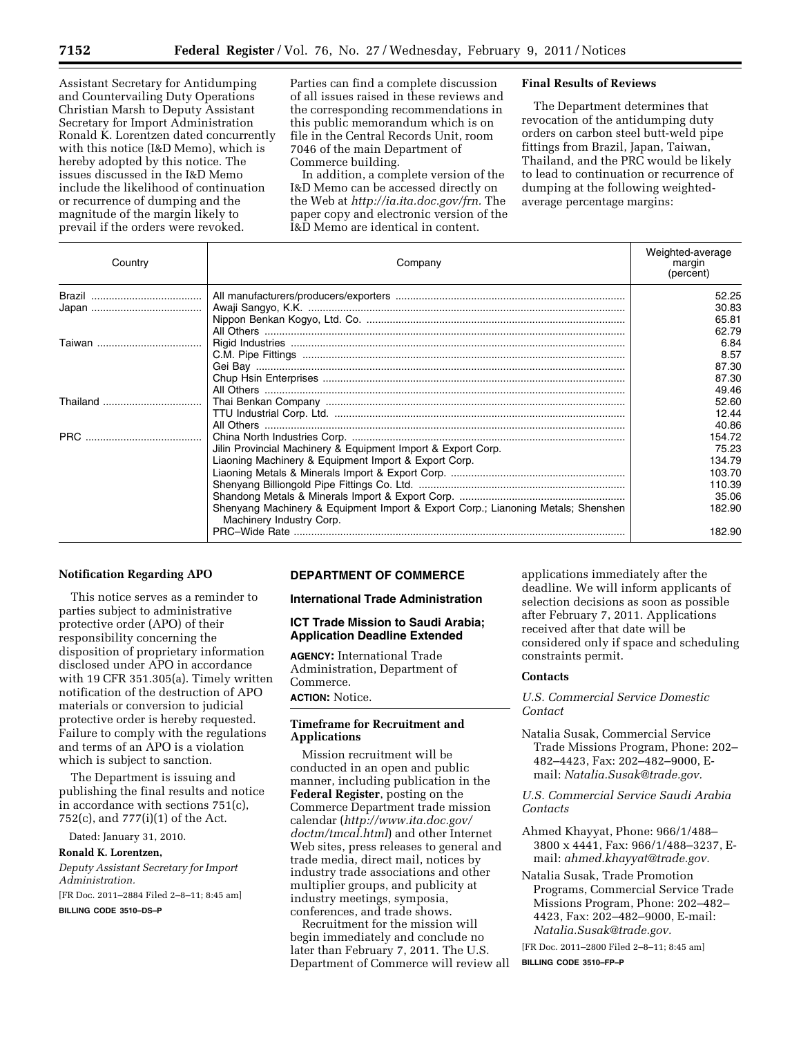Assistant Secretary for Antidumping and Countervailing Duty Operations Christian Marsh to Deputy Assistant Secretary for Import Administration Ronald K. Lorentzen dated concurrently with this notice (I&D Memo), which is hereby adopted by this notice. The issues discussed in the I&D Memo include the likelihood of continuation or recurrence of dumping and the magnitude of the margin likely to prevail if the orders were revoked.

Parties can find a complete discussion of all issues raised in these reviews and the corresponding recommendations in this public memorandum which is on file in the Central Records Unit, room 7046 of the main Department of Commerce building.

In addition, a complete version of the I&D Memo can be accessed directly on the Web at *http://ia.ita.doc.gov/frn.* The paper copy and electronic version of the I&D Memo are identical in content.

**Final Results of Reviews**

The Department determines that revocation of the antidumping duty orders on carbon steel butt-weld pipe fittings from Brazil, Japan, Taiwan, Thailand, and the PRC would be likely to lead to continuation or recurrence of dumping at the following weighted-average percentage margins:

| Country | Company | Weighted-average margin (percent) |
|---|---|---|
| Brazil | All manufacturers/producers/exporters | 52.25 |
| Japan | Awaji Sangyo, K.K. | 30.83 |
| | Nippon Benkan Kogyo, Ltd. Co. | 65.81 |
| | All Others | 62.79 |
| Taiwan | Rigid Industries | 6.84 |
| | C.M. Pipe Fittings | 8.57 |
| | Gei Bay | 87.30 |
| | Chup Hsin Enterprises | 87.30 |
| | All Others | 49.46 |
| Thailand | Thai Benkan Company | 52.60 |
| | TTU Industrial Corp. Ltd. | 12.44 |
| | All Others | 40.86 |
| PRC | China North Industries Corp. | 154.72 |
| | Jilin Provincial Machinery & Equipment Import & Export Corp. | 75.23 |
| | Liaoning Machinery & Equipment Import & Export Corp. | 134.79 |
| | Liaoning Metals & Minerals Import & Export Corp. | 103.70 |
| | Shenyang Billiongold Pipe Fittings Co. Ltd. | 110.39 |
| | Shandong Metals & Minerals Import & Export Corp. | 35.06 |
| | Shenyang Machinery & Equipment Import & Export Corp.; Lianoning Metals; Shenshen Machinery Industry Corp. | 182.90 |
| | PRC–Wide Rate | 182.90 |

**Notification Regarding APO**

This notice serves as a reminder to parties subject to administrative protective order (APO) of their responsibility concerning the disposition of proprietary information disclosed under APO in accordance with 19 CFR 351.305(a). Timely written notification of the destruction of APO materials or conversion to judicial protective order is hereby requested. Failure to comply with the regulations and terms of an APO is a violation which is subject to sanction.

The Department is issuing and publishing the final results and notice in accordance with sections 751(c), 752(c), and 777(i)(1) of the Act.

Dated: January 31, 2010.

**Ronald K. Lorentzen,**

*Deputy Assistant Secretary for Import Administration.*

[FR Doc. 2011–2884 Filed 2–8–11; 8:45 am]

**BILLING CODE 3510–DS–P**

## DEPARTMENT OF COMMERCE

### International Trade Administration

### ICT Trade Mission to Saudi Arabia; Application Deadline Extended

**AGENCY:** International Trade Administration, Department of Commerce.

**ACTION:** Notice.

**Timeframe for Recruitment and Applications**

Mission recruitment will be conducted in an open and public manner, including publication in the **Federal Register**, posting on the Commerce Department trade mission calendar (*http://www.ita.doc.gov/doctm/tmcal.html*) and other Internet Web sites, press releases to general and trade media, direct mail, notices by industry trade associations and other multiplier groups, and publicity at industry meetings, symposia, conferences, and trade shows.

Recruitment for the mission will begin immediately and conclude no later than February 7, 2011. The U.S. Department of Commerce will review all applications immediately after the deadline. We will inform applicants of selection decisions as soon as possible after February 7, 2011. Applications received after that date will be considered only if space and scheduling constraints permit.

**Contacts**

*U.S. Commercial Service Domestic Contact*

Natalia Susak, Commercial Service Trade Missions Program, Phone: 202–482–4423, Fax: 202–482–9000, E-mail: *Natalia.Susak@trade.gov.*

*U.S. Commercial Service Saudi Arabia Contacts*

Ahmed Khayyat, Phone: 966/1/488–3800 x 4441, Fax: 966/1/488–3237, E-mail: *ahmed.khayyat@trade.gov.*

Natalia Susak, Trade Promotion Programs, Commercial Service Trade Missions Program, Phone: 202–482–4423, Fax: 202–482–9000, E-mail: *Natalia.Susak@trade.gov.*

[FR Doc. 2011–2800 Filed 2–8–11; 8:45 am]

**BILLING CODE 3510–FP–P**